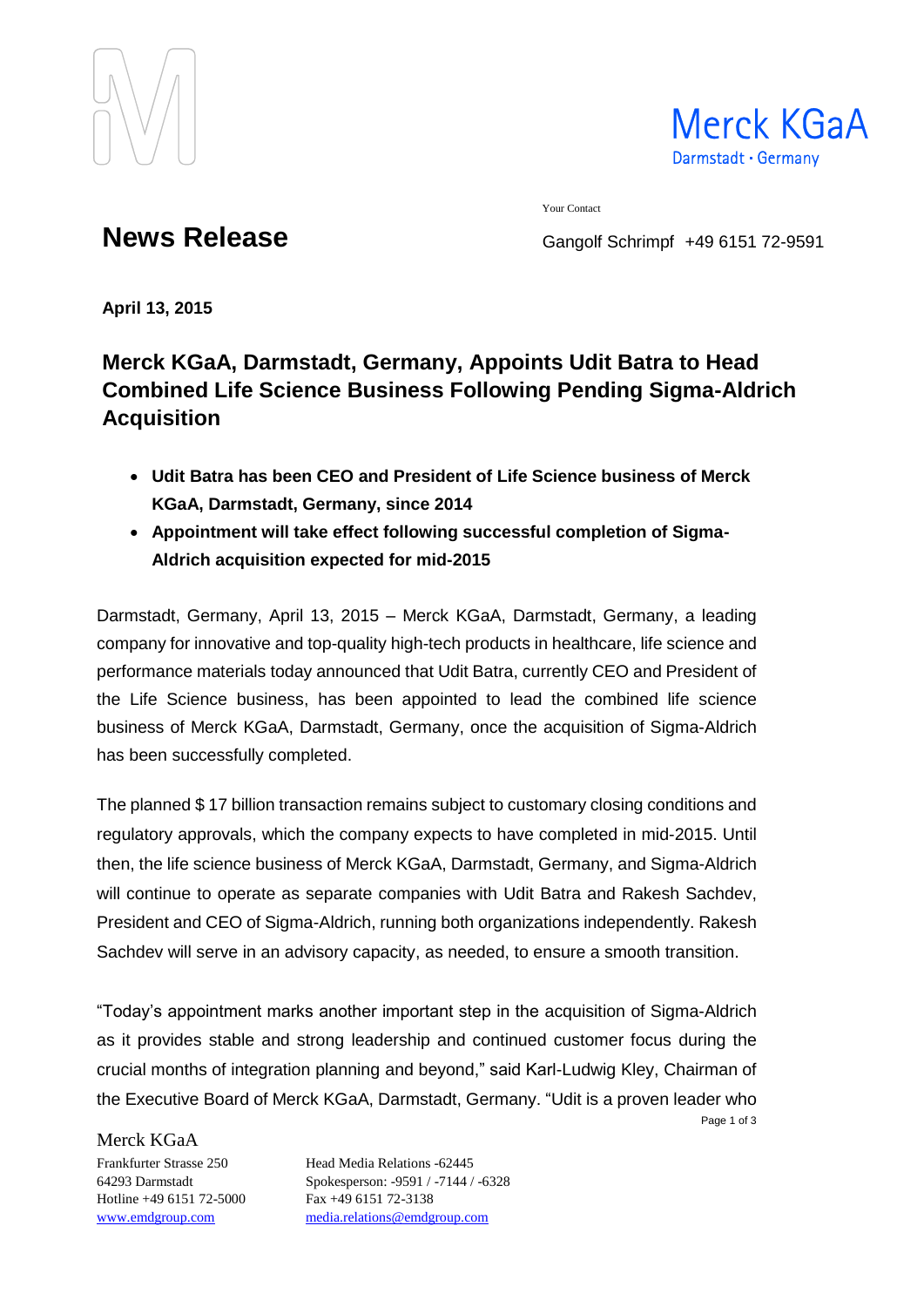Merck KGaA
Darmstadt · Germany

Your Contact

# News Release

Gangolf Schrimpf +49 6151 72-9591

**April 13, 2015**

## Merck KGaA, Darmstadt, Germany, Appoints Udit Batra to Head Combined Life Science Business Following Pending Sigma-Aldrich Acquisition

- **Udit Batra has been CEO and President of Life Science business of Merck KGaA, Darmstadt, Germany, since 2014**
- **Appointment will take effect following successful completion of Sigma-Aldrich acquisition expected for mid-2015**

Darmstadt, Germany, April 13, 2015 – Merck KGaA, Darmstadt, Germany, a leading company for innovative and top-quality high-tech products in healthcare, life science and performance materials today announced that Udit Batra, currently CEO and President of the Life Science business, has been appointed to lead the combined life science business of Merck KGaA, Darmstadt, Germany, once the acquisition of Sigma-Aldrich has been successfully completed.

The planned $ 17 billion transaction remains subject to customary closing conditions and regulatory approvals, which the company expects to have completed in mid-2015. Until then, the life science business of Merck KGaA, Darmstadt, Germany, and Sigma-Aldrich will continue to operate as separate companies with Udit Batra and Rakesh Sachdev, President and CEO of Sigma-Aldrich, running both organizations independently. Rakesh Sachdev will serve in an advisory capacity, as needed, to ensure a smooth transition.

"Today's appointment marks another important step in the acquisition of Sigma-Aldrich as it provides stable and strong leadership and continued customer focus during the crucial months of integration planning and beyond," said Karl-Ludwig Kley, Chairman of the Executive Board of Merck KGaA, Darmstadt, Germany. "Udit is a proven leader who

Merck KGaA
Frankfurter Strasse 250
64293 Darmstadt
Hotline +49 6151 72-5000
www.emdgroup.com

Head Media Relations -62445
Spokesperson: -9591 / -7144 / -6328
Fax +49 6151 72-3138
media.relations@emdgroup.com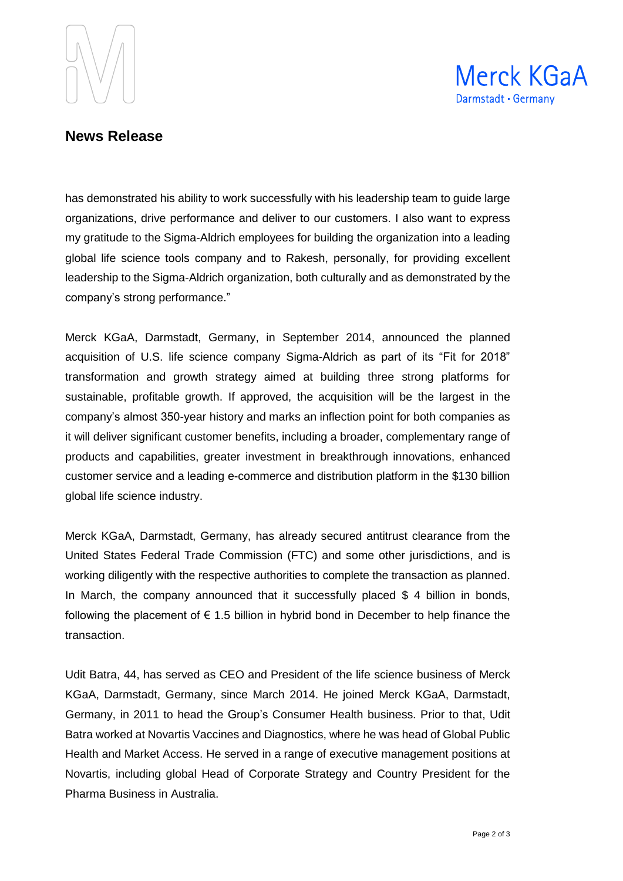has demonstrated his ability to work successfully with his leadership team to guide large organizations, drive performance and deliver to our customers. I also want to express my gratitude to the Sigma-Aldrich employees for building the organization into a leading global life science tools company and to Rakesh, personally, for providing excellent leadership to the Sigma-Aldrich organization, both culturally and as demonstrated by the company's strong performance."

Merck KGaA, Darmstadt, Germany, in September 2014, announced the planned acquisition of U.S. life science company Sigma-Aldrich as part of its "Fit for 2018" transformation and growth strategy aimed at building three strong platforms for sustainable, profitable growth. If approved, the acquisition will be the largest in the company's almost 350-year history and marks an inflection point for both companies as it will deliver significant customer benefits, including a broader, complementary range of products and capabilities, greater investment in breakthrough innovations, enhanced customer service and a leading e-commerce and distribution platform in the $130 billion global life science industry.

Merck KGaA, Darmstadt, Germany, has already secured antitrust clearance from the United States Federal Trade Commission (FTC) and some other jurisdictions, and is working diligently with the respective authorities to complete the transaction as planned. In March, the company announced that it successfully placed $ 4 billion in bonds, following the placement of € 1.5 billion in hybrid bond in December to help finance the transaction.

Udit Batra, 44, has served as CEO and President of the life science business of Merck KGaA, Darmstadt, Germany, since March 2014. He joined Merck KGaA, Darmstadt, Germany, in 2011 to head the Group's Consumer Health business. Prior to that, Udit Batra worked at Novartis Vaccines and Diagnostics, where he was head of Global Public Health and Market Access. He served in a range of executive management positions at Novartis, including global Head of Corporate Strategy and Country President for the Pharma Business in Australia.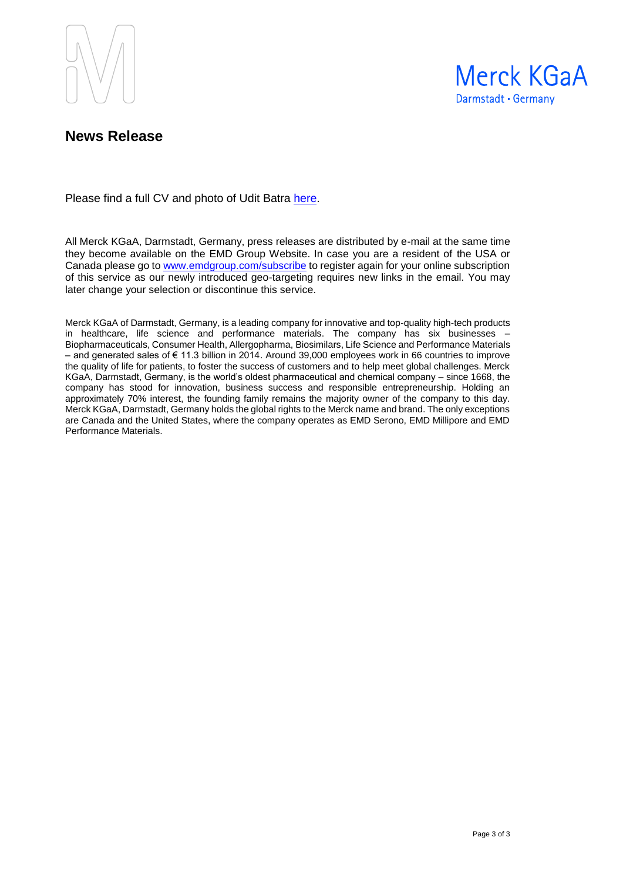## News Release

Please find a full CV and photo of Udit Batra here.

All Merck KGaA, Darmstadt, Germany, press releases are distributed by e-mail at the same time they become available on the EMD Group Website. In case you are a resident of the USA or Canada please go to www.emdgroup.com/subscribe to register again for your online subscription of this service as our newly introduced geo-targeting requires new links in the email. You may later change your selection or discontinue this service.

Merck KGaA of Darmstadt, Germany, is a leading company for innovative and top-quality high-tech products in healthcare, life science and performance materials. The company has six businesses – Biopharmaceuticals, Consumer Health, Allergopharma, Biosimilars, Life Science and Performance Materials – and generated sales of € 11.3 billion in 2014. Around 39,000 employees work in 66 countries to improve the quality of life for patients, to foster the success of customers and to help meet global challenges. Merck KGaA, Darmstadt, Germany, is the world's oldest pharmaceutical and chemical company – since 1668, the company has stood for innovation, business success and responsible entrepreneurship. Holding an approximately 70% interest, the founding family remains the majority owner of the company to this day. Merck KGaA, Darmstadt, Germany holds the global rights to the Merck name and brand. The only exceptions are Canada and the United States, where the company operates as EMD Serono, EMD Millipore and EMD Performance Materials.